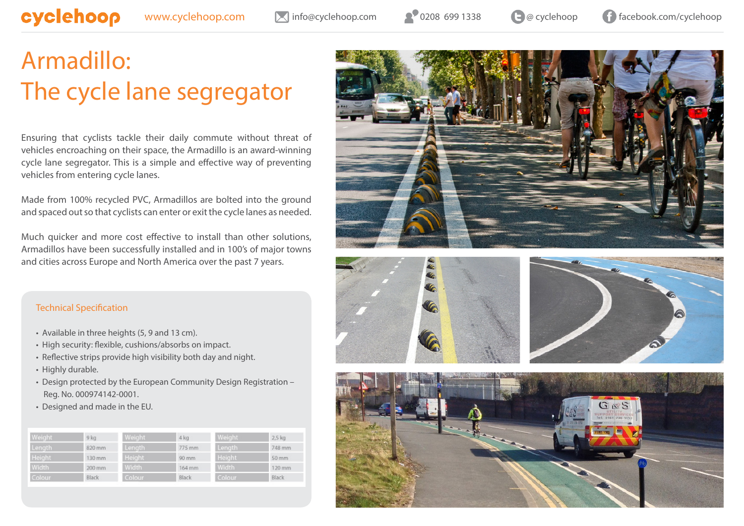cyclehoop   www.cyclehoop.com   info@cyclehoop.com   0208 699 1338   @ cyclehoop   facebook.com/cyclehoop

# Armadillo: The cycle lane segregator

Ensuring that cyclists tackle their daily commute without threat of vehicles encroaching on their space, the Armadillo is an award-winning cycle lane segregator. This is a simple and effective way of preventing vehicles from entering cycle lanes.

Made from 100% recycled PVC, Armadillos are bolted into the ground and spaced out so that cyclists can enter or exit the cycle lanes as needed.

Much quicker and more cost effective to install than other solutions, Armadillos have been successfully installed and in 100's of major towns and cities across Europe and North America over the past 7 years.

## Technical Specification

- Available in three heights (5, 9 and 13 cm).
- High security: flexible, cushions/absorbs on impact.
- Reflective strips provide high visibility both day and night.
- Highly durable.
- Design protected by the European Community Design Registration – Reg. No. 000974142-0001.
- Designed and made in the EU.

| Weight | 9 kg | Weight | 4 kg | Weight | 2,5 kg |
|---|---|---|---|---|---|
| Length | 820 mm | Length | 775 mm | Length | 748 mm |
| Height | 130 mm | Height | 90 mm | Height | 50 mm |
| Width | 200 mm | Width | 164 mm | Width | 120 mm |
| Colour | Black | Colour | Black | Colour | Black |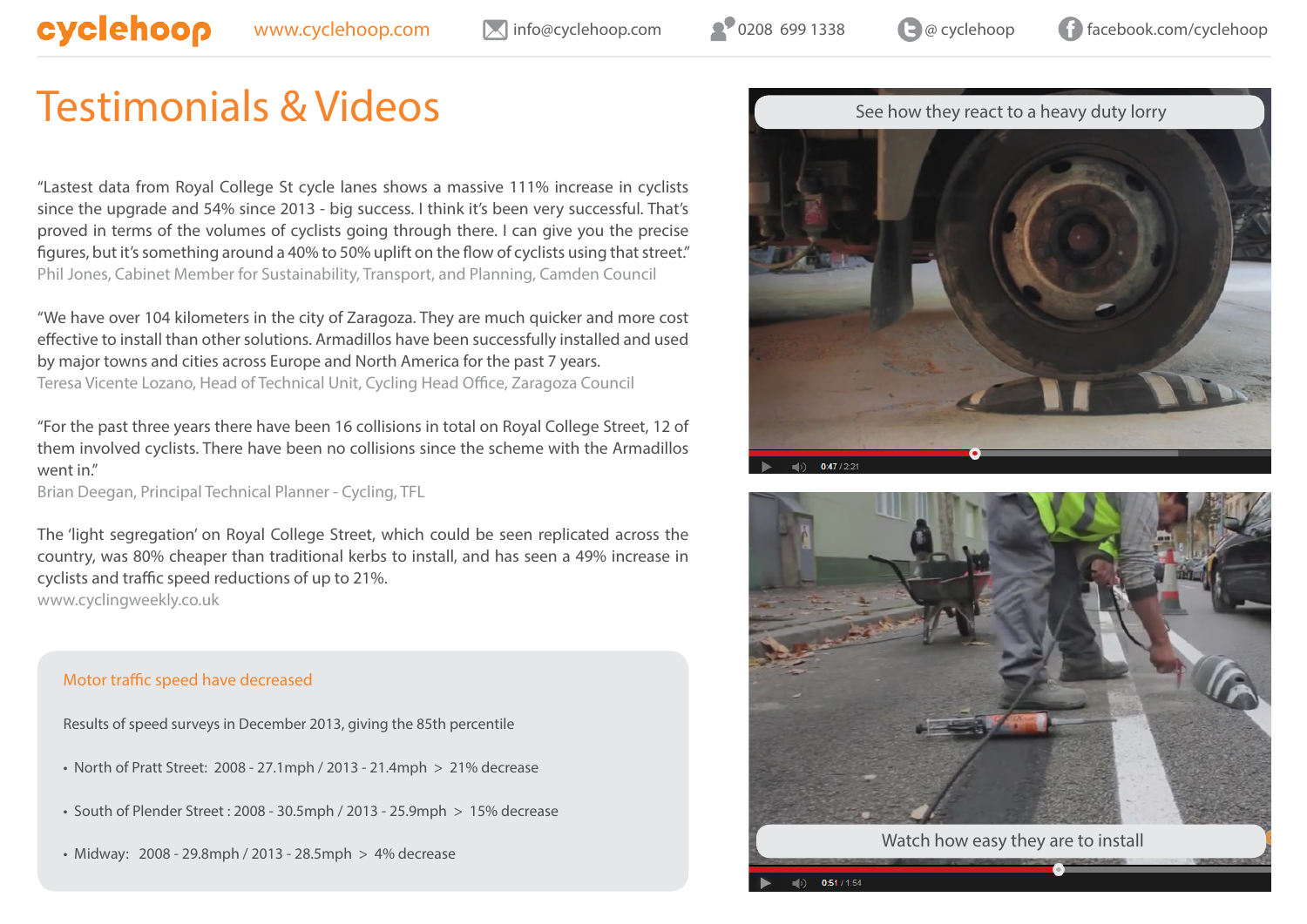cyclehoop www.cyclehoop.com info@cyclehoop.com 0208 699 1338 @ cyclehoop facebook.com/cyclehoop

# Testimonials & Videos

“Lastest data from Royal College St cycle lanes shows a massive 111% increase in cyclists since the upgrade and 54% since 2013 - big success. I think it’s been very successful. That’s proved in terms of the volumes of cyclists going through there. I can give you the precise figures, but it’s something around a 40% to 50% uplift on the flow of cyclists using that street.”
Phil Jones, Cabinet Member for Sustainability, Transport, and Planning, Camden Council

“We have over 104 kilometers in the city of Zaragoza. They are much quicker and more cost effective to install than other solutions. Armadillos have been successfully installed and used by major towns and cities across Europe and North America for the past 7 years.
Teresa Vicente Lozano, Head of Technical Unit, Cycling Head Office, Zaragoza Council

“For the past three years there have been 16 collisions in total on Royal College Street, 12 of them involved cyclists. There have been no collisions since the scheme with the Armadillos went in.”
Brian Deegan, Principal Technical Planner - Cycling, TFL

The ‘light segregation’ on Royal College Street, which could be seen replicated across the country, was 80% cheaper than traditional kerbs to install, and has seen a 49% increase in cyclists and traffic speed reductions of up to 21%.
www.cyclingweekly.co.uk

## Motor traffic speed have decreased

Results of speed surveys in December 2013, giving the 85th percentile

- North of Pratt Street: 2008 - 27.1mph / 2013 - 21.4mph > 21% decrease
- South of Plender Street : 2008 - 30.5mph / 2013 - 25.9mph > 15% decrease
- Midway: 2008 - 29.8mph / 2013 - 28.5mph > 4% decrease

See how they react to a heavy duty lorry

Watch how easy they are to install